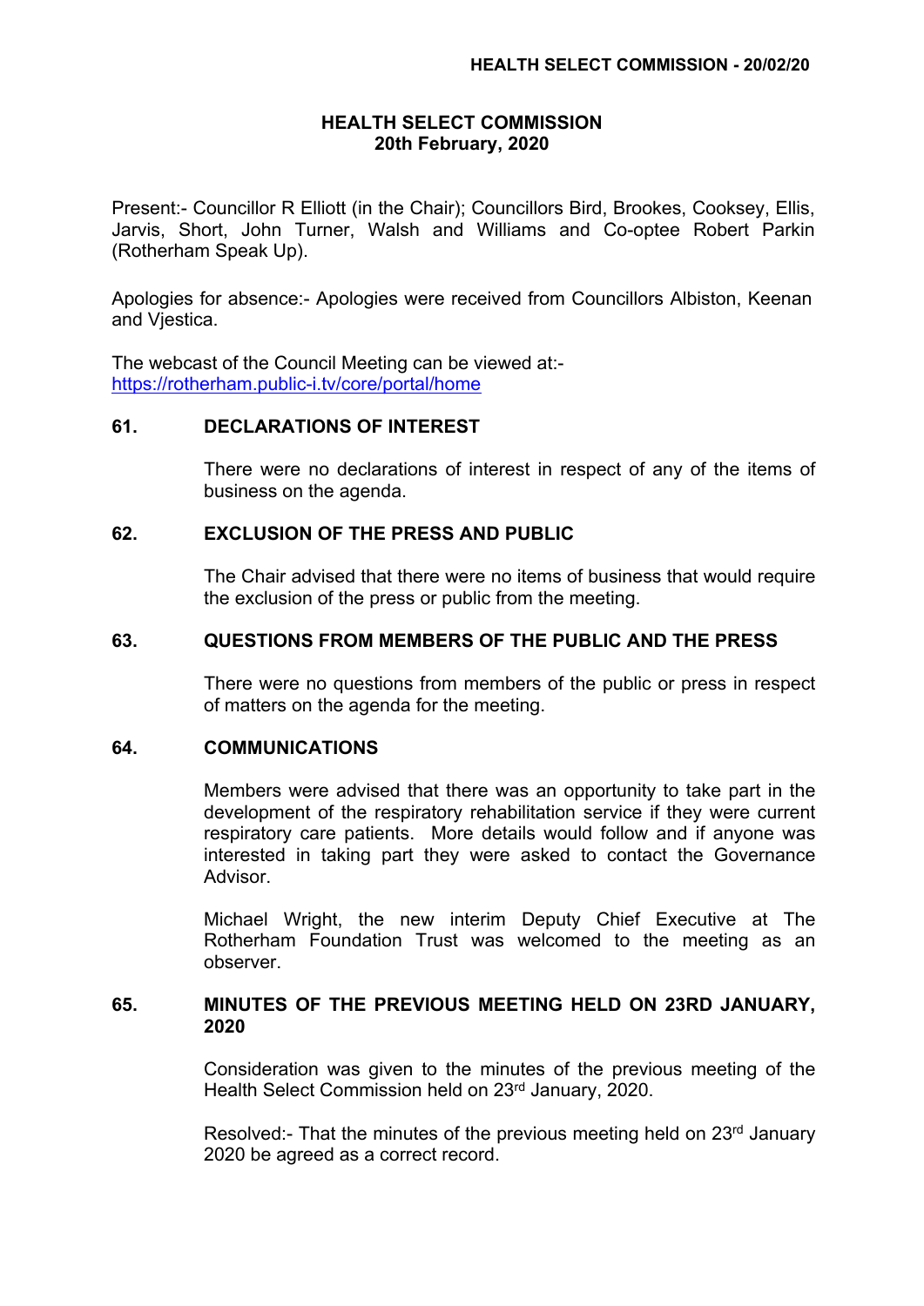# HEALTH SELECT COMMISSION
## 20th February, 2020

Present:- Councillor R Elliott (in the Chair); Councillors Bird, Brookes, Cooksey, Ellis, Jarvis, Short, John Turner, Walsh and Williams and Co-optee Robert Parkin (Rotherham Speak Up).

Apologies for absence:- Apologies were received from Councillors Albiston, Keenan and Vjestica.

The webcast of the Council Meeting can be viewed at:-
https://rotherham.public-i.tv/core/portal/home

### 61. DECLARATIONS OF INTEREST

There were no declarations of interest in respect of any of the items of business on the agenda.

### 62. EXCLUSION OF THE PRESS AND PUBLIC

The Chair advised that there were no items of business that would require the exclusion of the press or public from the meeting.

### 63. QUESTIONS FROM MEMBERS OF THE PUBLIC AND THE PRESS

There were no questions from members of the public or press in respect of matters on the agenda for the meeting.

### 64. COMMUNICATIONS

Members were advised that there was an opportunity to take part in the development of the respiratory rehabilitation service if they were current respiratory care patients. More details would follow and if anyone was interested in taking part they were asked to contact the Governance Advisor.

Michael Wright, the new interim Deputy Chief Executive at The Rotherham Foundation Trust was welcomed to the meeting as an observer.

### 65. MINUTES OF THE PREVIOUS MEETING HELD ON 23RD JANUARY, 2020

Consideration was given to the minutes of the previous meeting of the Health Select Commission held on 23rd January, 2020.

Resolved:- That the minutes of the previous meeting held on 23rd January 2020 be agreed as a correct record.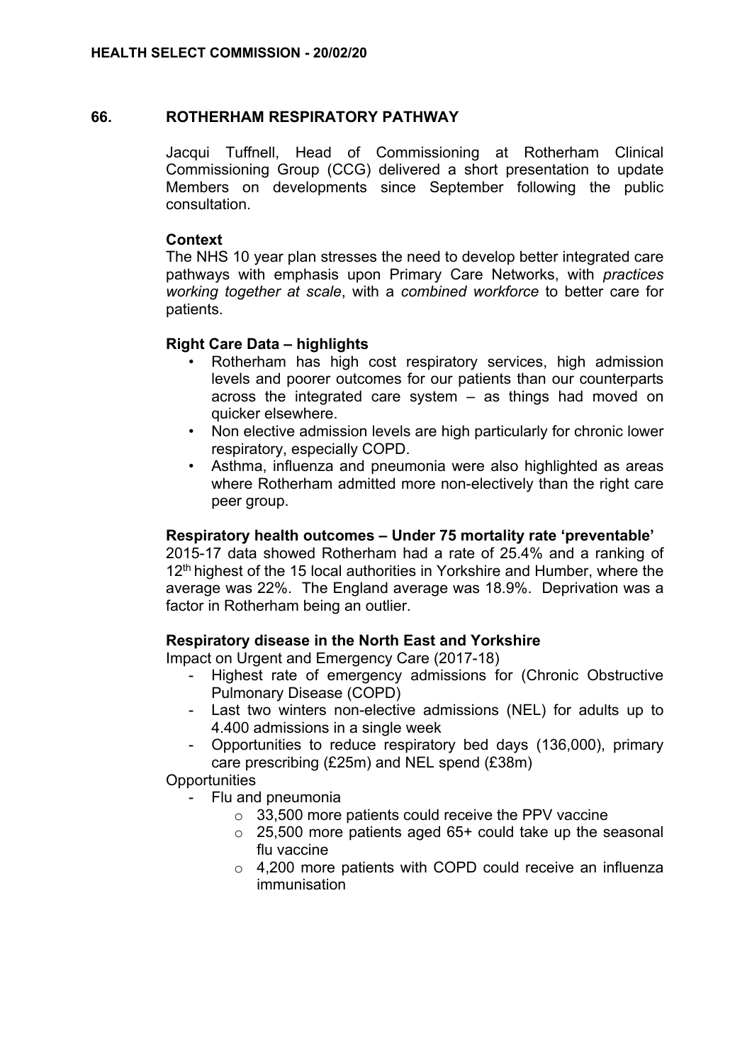## 66. ROTHERHAM RESPIRATORY PATHWAY

Jacqui Tuffnell, Head of Commissioning at Rotherham Clinical Commissioning Group (CCG) delivered a short presentation to update Members on developments since September following the public consultation.

**Context**

The NHS 10 year plan stresses the need to develop better integrated care pathways with emphasis upon Primary Care Networks, with *practices working together at scale*, with a *combined workforce* to better care for patients.

**Right Care Data – highlights**

- Rotherham has high cost respiratory services, high admission levels and poorer outcomes for our patients than our counterparts across the integrated care system – as things had moved on quicker elsewhere.
- Non elective admission levels are high particularly for chronic lower respiratory, especially COPD.
- Asthma, influenza and pneumonia were also highlighted as areas where Rotherham admitted more non-electively than the right care peer group.

**Respiratory health outcomes – Under 75 mortality rate 'preventable'**

2015-17 data showed Rotherham had a rate of 25.4% and a ranking of 12th highest of the 15 local authorities in Yorkshire and Humber, where the average was 22%. The England average was 18.9%. Deprivation was a factor in Rotherham being an outlier.

**Respiratory disease in the North East and Yorkshire**

Impact on Urgent and Emergency Care (2017-18)

- Highest rate of emergency admissions for (Chronic Obstructive Pulmonary Disease (COPD)
- Last two winters non-elective admissions (NEL) for adults up to 4.400 admissions in a single week
- Opportunities to reduce respiratory bed days (136,000), primary care prescribing (£25m) and NEL spend (£38m)

Opportunities

- Flu and pneumonia
  - 33,500 more patients could receive the PPV vaccine
  - 25,500 more patients aged 65+ could take up the seasonal flu vaccine
  - 4,200 more patients with COPD could receive an influenza immunisation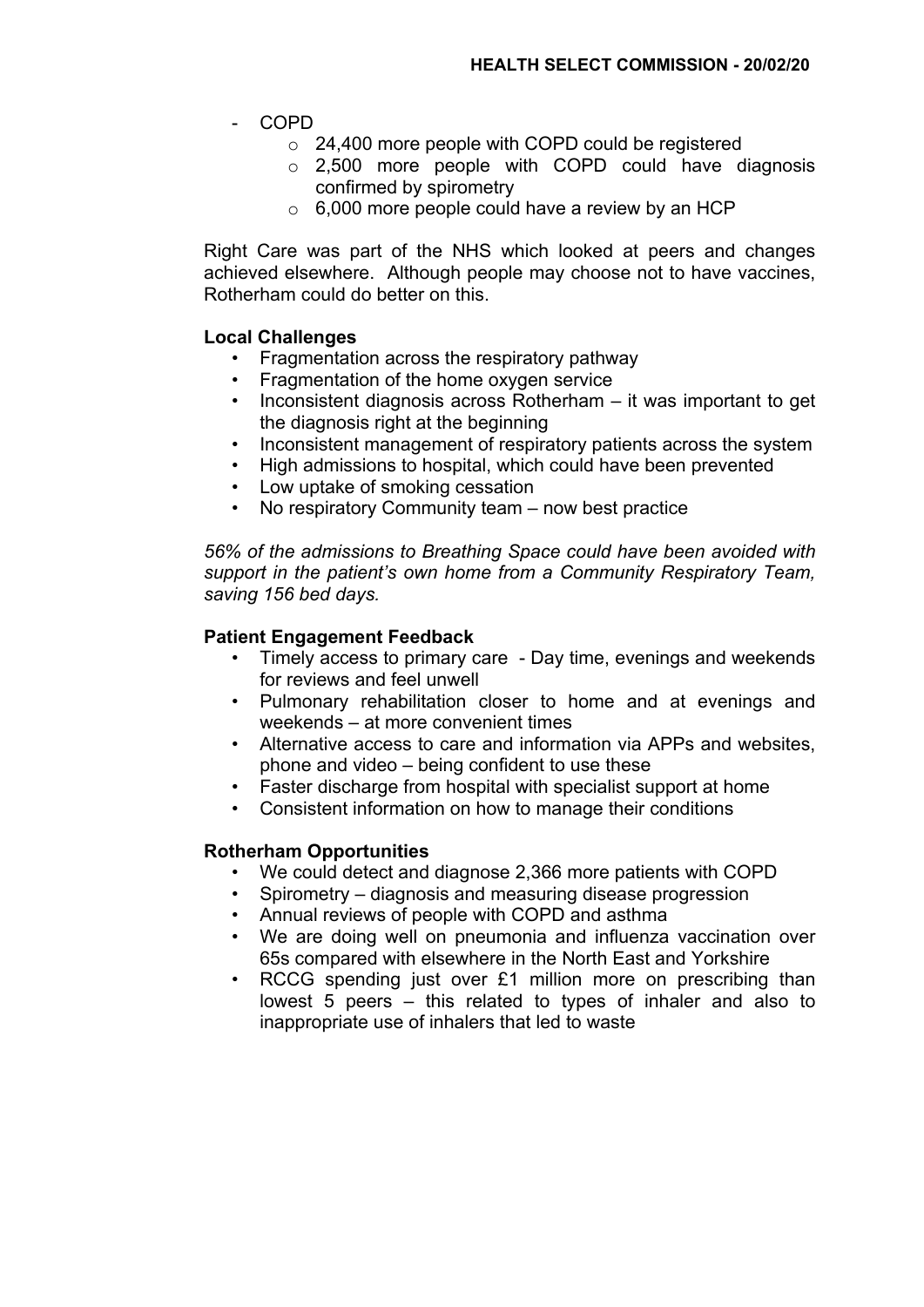- COPD
  - 24,400 more people with COPD could be registered
  - 2,500 more people with COPD could have diagnosis confirmed by spirometry
  - 6,000 more people could have a review by an HCP

Right Care was part of the NHS which looked at peers and changes achieved elsewhere. Although people may choose not to have vaccines, Rotherham could do better on this.

**Local Challenges**

- Fragmentation across the respiratory pathway
- Fragmentation of the home oxygen service
- Inconsistent diagnosis across Rotherham – it was important to get the diagnosis right at the beginning
- Inconsistent management of respiratory patients across the system
- High admissions to hospital, which could have been prevented
- Low uptake of smoking cessation
- No respiratory Community team – now best practice

*56% of the admissions to Breathing Space could have been avoided with support in the patient's own home from a Community Respiratory Team, saving 156 bed days.*

**Patient Engagement Feedback**

- Timely access to primary care - Day time, evenings and weekends for reviews and feel unwell
- Pulmonary rehabilitation closer to home and at evenings and weekends – at more convenient times
- Alternative access to care and information via APPs and websites, phone and video – being confident to use these
- Faster discharge from hospital with specialist support at home
- Consistent information on how to manage their conditions

**Rotherham Opportunities**

- We could detect and diagnose 2,366 more patients with COPD
- Spirometry – diagnosis and measuring disease progression
- Annual reviews of people with COPD and asthma
- We are doing well on pneumonia and influenza vaccination over 65s compared with elsewhere in the North East and Yorkshire
- RCCG spending just over £1 million more on prescribing than lowest 5 peers – this related to types of inhaler and also to inappropriate use of inhalers that led to waste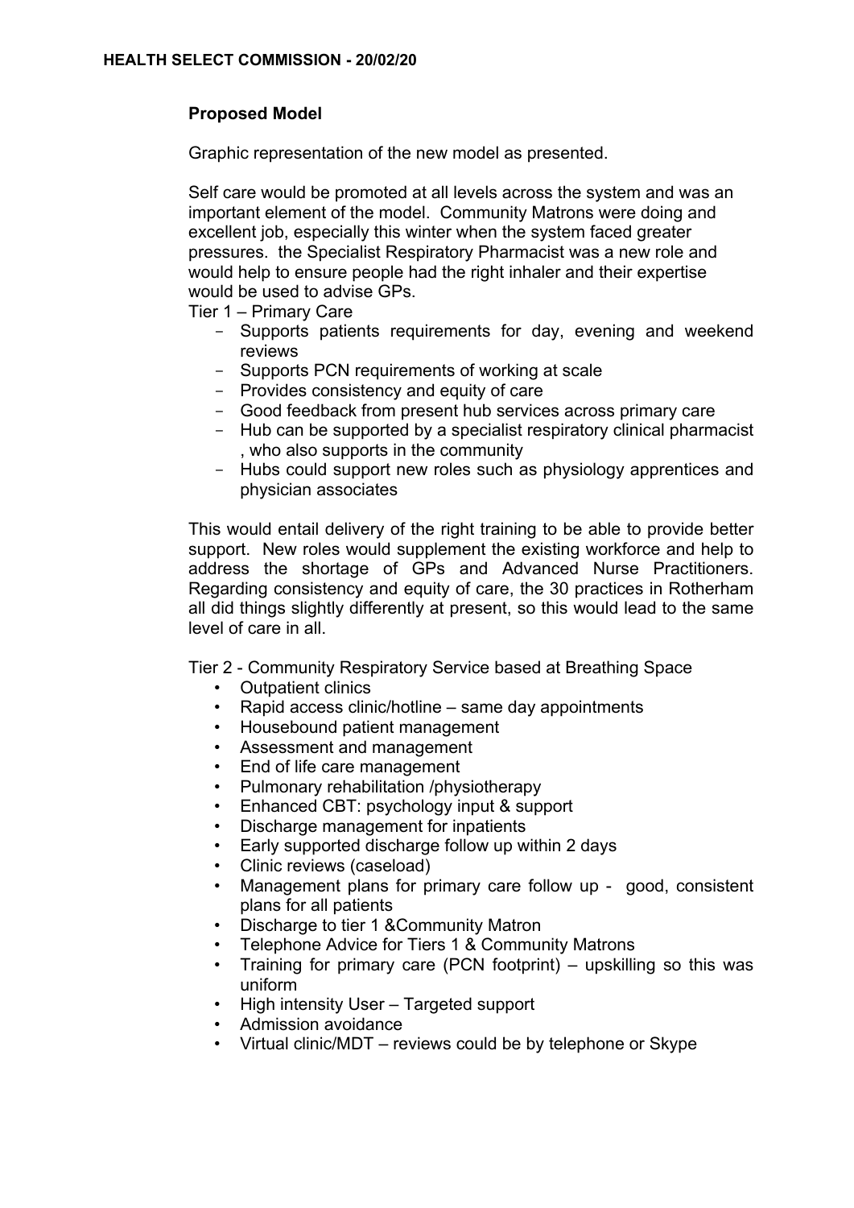**Proposed Model**

Graphic representation of the new model as presented.

Self care would be promoted at all levels across the system and was an important element of the model. Community Matrons were doing and excellent job, especially this winter when the system faced greater pressures. the Specialist Respiratory Pharmacist was a new role and would help to ensure people had the right inhaler and their expertise would be used to advise GPs.

Tier 1 – Primary Care

- Supports patients requirements for day, evening and weekend reviews
- Supports PCN requirements of working at scale
- Provides consistency and equity of care
- Good feedback from present hub services across primary care
- Hub can be supported by a specialist respiratory clinical pharmacist , who also supports in the community
- Hubs could support new roles such as physiology apprentices and physician associates

This would entail delivery of the right training to be able to provide better support. New roles would supplement the existing workforce and help to address the shortage of GPs and Advanced Nurse Practitioners. Regarding consistency and equity of care, the 30 practices in Rotherham all did things slightly differently at present, so this would lead to the same level of care in all.

Tier 2 - Community Respiratory Service based at Breathing Space

- Outpatient clinics
- Rapid access clinic/hotline – same day appointments
- Housebound patient management
- Assessment and management
- End of life care management
- Pulmonary rehabilitation /physiotherapy
- Enhanced CBT: psychology input & support
- Discharge management for inpatients
- Early supported discharge follow up within 2 days
- Clinic reviews (caseload)
- Management plans for primary care follow up - good, consistent plans for all patients
- Discharge to tier 1 &Community Matron
- Telephone Advice for Tiers 1 & Community Matrons
- Training for primary care (PCN footprint) – upskilling so this was uniform
- High intensity User – Targeted support
- Admission avoidance
- Virtual clinic/MDT – reviews could be by telephone or Skype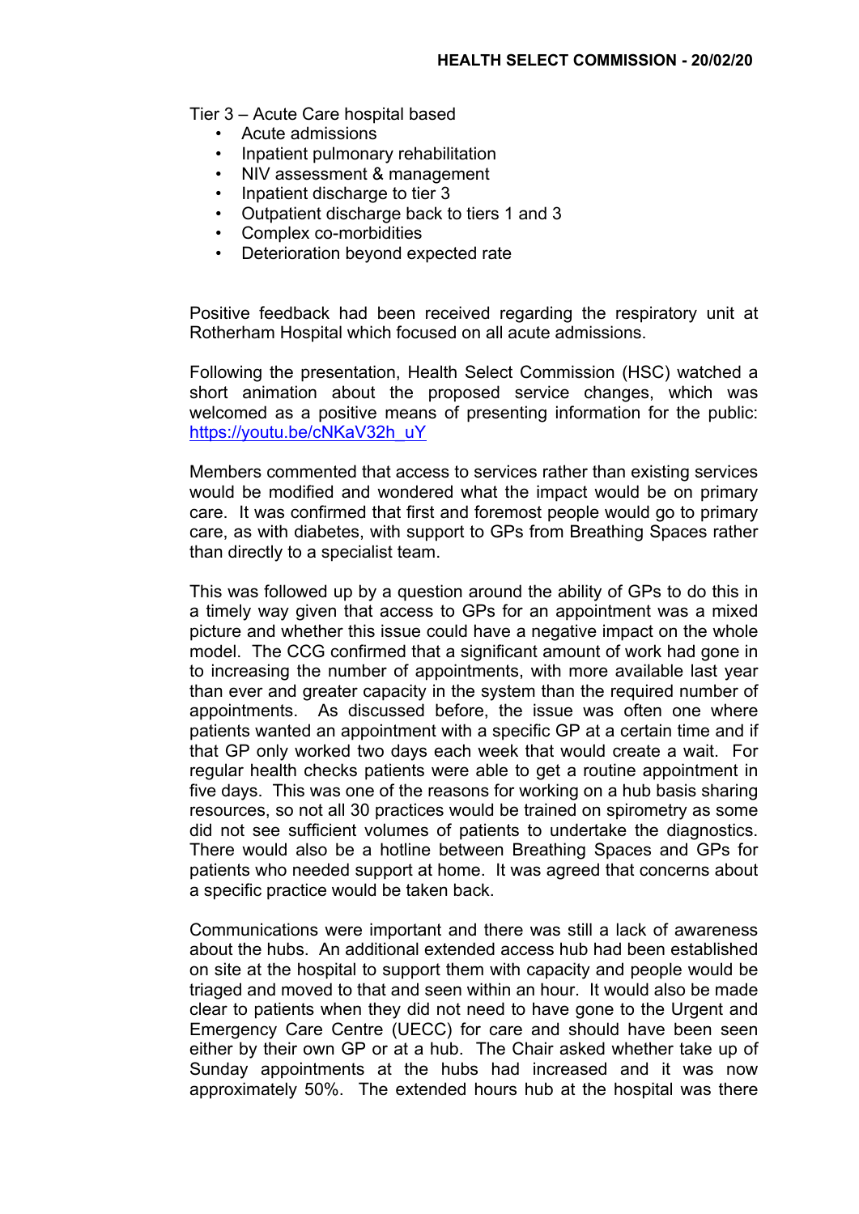Tier 3 – Acute Care hospital based

- Acute admissions
- Inpatient pulmonary rehabilitation
- NIV assessment & management
- Inpatient discharge to tier 3
- Outpatient discharge back to tiers 1 and 3
- Complex co-morbidities
- Deterioration beyond expected rate

Positive feedback had been received regarding the respiratory unit at Rotherham Hospital which focused on all acute admissions.

Following the presentation, Health Select Commission (HSC) watched a short animation about the proposed service changes, which was welcomed as a positive means of presenting information for the public: https://youtu.be/cNKaV32h_uY

Members commented that access to services rather than existing services would be modified and wondered what the impact would be on primary care. It was confirmed that first and foremost people would go to primary care, as with diabetes, with support to GPs from Breathing Spaces rather than directly to a specialist team.

This was followed up by a question around the ability of GPs to do this in a timely way given that access to GPs for an appointment was a mixed picture and whether this issue could have a negative impact on the whole model. The CCG confirmed that a significant amount of work had gone in to increasing the number of appointments, with more available last year than ever and greater capacity in the system than the required number of appointments. As discussed before, the issue was often one where patients wanted an appointment with a specific GP at a certain time and if that GP only worked two days each week that would create a wait. For regular health checks patients were able to get a routine appointment in five days. This was one of the reasons for working on a hub basis sharing resources, so not all 30 practices would be trained on spirometry as some did not see sufficient volumes of patients to undertake the diagnostics. There would also be a hotline between Breathing Spaces and GPs for patients who needed support at home. It was agreed that concerns about a specific practice would be taken back.

Communications were important and there was still a lack of awareness about the hubs. An additional extended access hub had been established on site at the hospital to support them with capacity and people would be triaged and moved to that and seen within an hour. It would also be made clear to patients when they did not need to have gone to the Urgent and Emergency Care Centre (UECC) for care and should have been seen either by their own GP or at a hub. The Chair asked whether take up of Sunday appointments at the hubs had increased and it was now approximately 50%. The extended hours hub at the hospital was there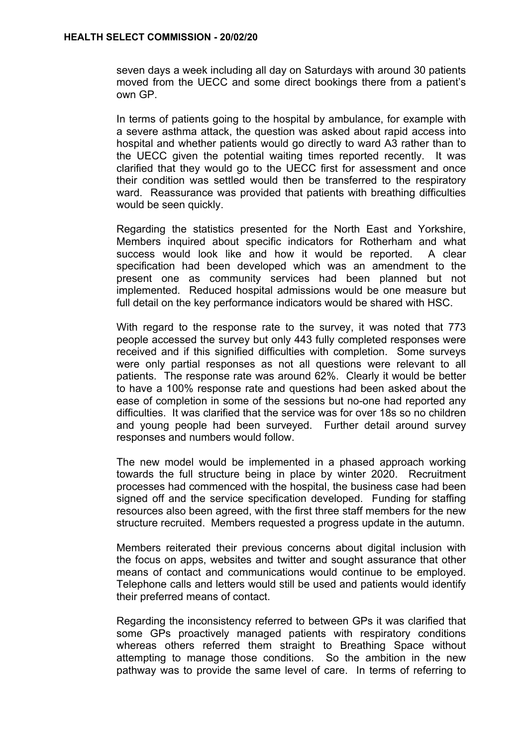seven days a week including all day on Saturdays with around 30 patients moved from the UECC and some direct bookings there from a patient's own GP.

In terms of patients going to the hospital by ambulance, for example with a severe asthma attack, the question was asked about rapid access into hospital and whether patients would go directly to ward A3 rather than to the UECC given the potential waiting times reported recently. It was clarified that they would go to the UECC first for assessment and once their condition was settled would then be transferred to the respiratory ward. Reassurance was provided that patients with breathing difficulties would be seen quickly.

Regarding the statistics presented for the North East and Yorkshire, Members inquired about specific indicators for Rotherham and what success would look like and how it would be reported. A clear specification had been developed which was an amendment to the present one as community services had been planned but not implemented. Reduced hospital admissions would be one measure but full detail on the key performance indicators would be shared with HSC.

With regard to the response rate to the survey, it was noted that 773 people accessed the survey but only 443 fully completed responses were received and if this signified difficulties with completion. Some surveys were only partial responses as not all questions were relevant to all patients. The response rate was around 62%. Clearly it would be better to have a 100% response rate and questions had been asked about the ease of completion in some of the sessions but no-one had reported any difficulties. It was clarified that the service was for over 18s so no children and young people had been surveyed. Further detail around survey responses and numbers would follow.

The new model would be implemented in a phased approach working towards the full structure being in place by winter 2020. Recruitment processes had commenced with the hospital, the business case had been signed off and the service specification developed. Funding for staffing resources also been agreed, with the first three staff members for the new structure recruited. Members requested a progress update in the autumn.

Members reiterated their previous concerns about digital inclusion with the focus on apps, websites and twitter and sought assurance that other means of contact and communications would continue to be employed. Telephone calls and letters would still be used and patients would identify their preferred means of contact.

Regarding the inconsistency referred to between GPs it was clarified that some GPs proactively managed patients with respiratory conditions whereas others referred them straight to Breathing Space without attempting to manage those conditions. So the ambition in the new pathway was to provide the same level of care. In terms of referring to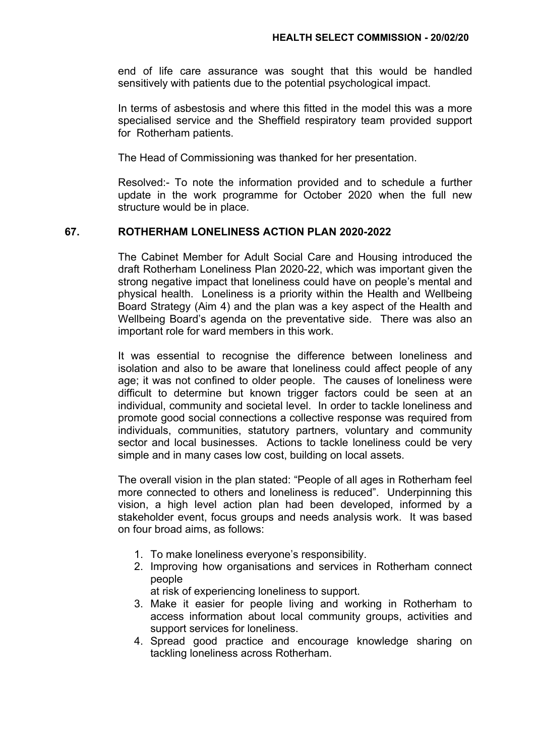end of life care assurance was sought that this would be handled sensitively with patients due to the potential psychological impact.

In terms of asbestosis and where this fitted in the model this was a more specialised service and the Sheffield respiratory team provided support for Rotherham patients.

The Head of Commissioning was thanked for her presentation.

Resolved:- To note the information provided and to schedule a further update in the work programme for October 2020 when the full new structure would be in place.

## 67. ROTHERHAM LONELINESS ACTION PLAN 2020-2022

The Cabinet Member for Adult Social Care and Housing introduced the draft Rotherham Loneliness Plan 2020-22, which was important given the strong negative impact that loneliness could have on people's mental and physical health. Loneliness is a priority within the Health and Wellbeing Board Strategy (Aim 4) and the plan was a key aspect of the Health and Wellbeing Board's agenda on the preventative side. There was also an important role for ward members in this work.

It was essential to recognise the difference between loneliness and isolation and also to be aware that loneliness could affect people of any age; it was not confined to older people. The causes of loneliness were difficult to determine but known trigger factors could be seen at an individual, community and societal level. In order to tackle loneliness and promote good social connections a collective response was required from individuals, communities, statutory partners, voluntary and community sector and local businesses. Actions to tackle loneliness could be very simple and in many cases low cost, building on local assets.

The overall vision in the plan stated: "People of all ages in Rotherham feel more connected to others and loneliness is reduced". Underpinning this vision, a high level action plan had been developed, informed by a stakeholder event, focus groups and needs analysis work. It was based on four broad aims, as follows:

1. To make loneliness everyone's responsibility.
2. Improving how organisations and services in Rotherham connect people at risk of experiencing loneliness to support.
3. Make it easier for people living and working in Rotherham to access information about local community groups, activities and support services for loneliness.
4. Spread good practice and encourage knowledge sharing on tackling loneliness across Rotherham.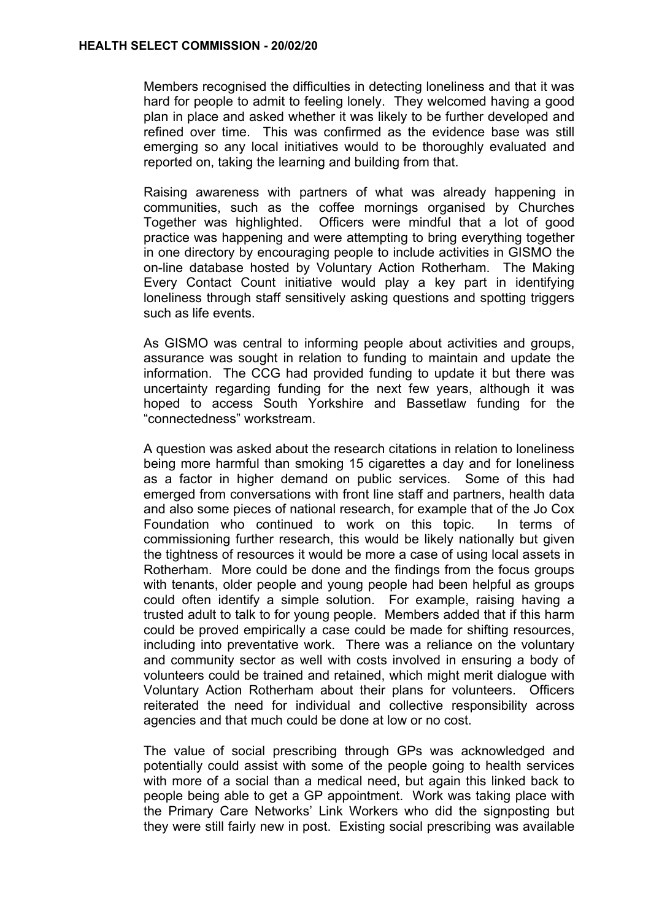Members recognised the difficulties in detecting loneliness and that it was hard for people to admit to feeling lonely. They welcomed having a good plan in place and asked whether it was likely to be further developed and refined over time. This was confirmed as the evidence base was still emerging so any local initiatives would to be thoroughly evaluated and reported on, taking the learning and building from that.

Raising awareness with partners of what was already happening in communities, such as the coffee mornings organised by Churches Together was highlighted. Officers were mindful that a lot of good practice was happening and were attempting to bring everything together in one directory by encouraging people to include activities in GISMO the on-line database hosted by Voluntary Action Rotherham. The Making Every Contact Count initiative would play a key part in identifying loneliness through staff sensitively asking questions and spotting triggers such as life events.

As GISMO was central to informing people about activities and groups, assurance was sought in relation to funding to maintain and update the information. The CCG had provided funding to update it but there was uncertainty regarding funding for the next few years, although it was hoped to access South Yorkshire and Bassetlaw funding for the "connectedness" workstream.

A question was asked about the research citations in relation to loneliness being more harmful than smoking 15 cigarettes a day and for loneliness as a factor in higher demand on public services. Some of this had emerged from conversations with front line staff and partners, health data and also some pieces of national research, for example that of the Jo Cox Foundation who continued to work on this topic. In terms of commissioning further research, this would be likely nationally but given the tightness of resources it would be more a case of using local assets in Rotherham. More could be done and the findings from the focus groups with tenants, older people and young people had been helpful as groups could often identify a simple solution. For example, raising having a trusted adult to talk to for young people. Members added that if this harm could be proved empirically a case could be made for shifting resources, including into preventative work. There was a reliance on the voluntary and community sector as well with costs involved in ensuring a body of volunteers could be trained and retained, which might merit dialogue with Voluntary Action Rotherham about their plans for volunteers. Officers reiterated the need for individual and collective responsibility across agencies and that much could be done at low or no cost.

The value of social prescribing through GPs was acknowledged and potentially could assist with some of the people going to health services with more of a social than a medical need, but again this linked back to people being able to get a GP appointment. Work was taking place with the Primary Care Networks' Link Workers who did the signposting but they were still fairly new in post. Existing social prescribing was available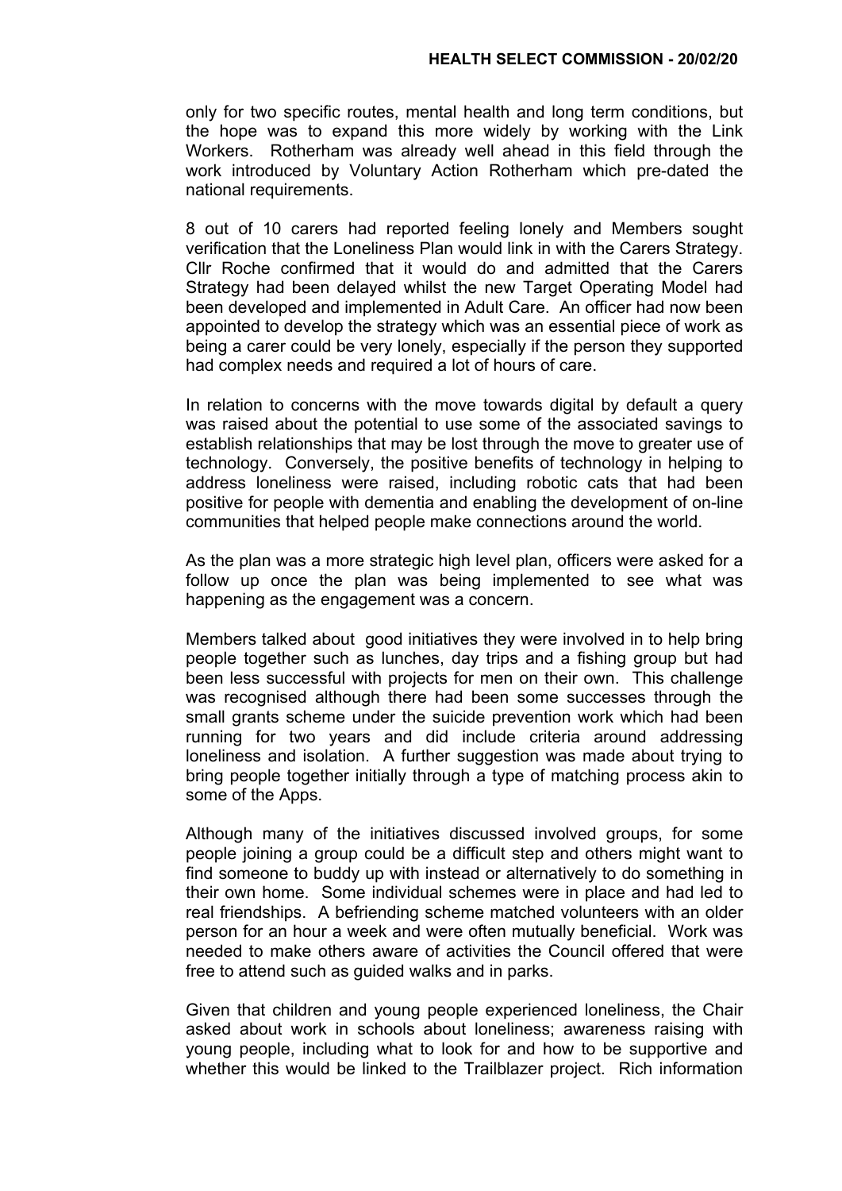only for two specific routes, mental health and long term conditions, but the hope was to expand this more widely by working with the Link Workers. Rotherham was already well ahead in this field through the work introduced by Voluntary Action Rotherham which pre-dated the national requirements.

8 out of 10 carers had reported feeling lonely and Members sought verification that the Loneliness Plan would link in with the Carers Strategy. Cllr Roche confirmed that it would do and admitted that the Carers Strategy had been delayed whilst the new Target Operating Model had been developed and implemented in Adult Care. An officer had now been appointed to develop the strategy which was an essential piece of work as being a carer could be very lonely, especially if the person they supported had complex needs and required a lot of hours of care.

In relation to concerns with the move towards digital by default a query was raised about the potential to use some of the associated savings to establish relationships that may be lost through the move to greater use of technology. Conversely, the positive benefits of technology in helping to address loneliness were raised, including robotic cats that had been positive for people with dementia and enabling the development of on-line communities that helped people make connections around the world.

As the plan was a more strategic high level plan, officers were asked for a follow up once the plan was being implemented to see what was happening as the engagement was a concern.

Members talked about good initiatives they were involved in to help bring people together such as lunches, day trips and a fishing group but had been less successful with projects for men on their own. This challenge was recognised although there had been some successes through the small grants scheme under the suicide prevention work which had been running for two years and did include criteria around addressing loneliness and isolation. A further suggestion was made about trying to bring people together initially through a type of matching process akin to some of the Apps.

Although many of the initiatives discussed involved groups, for some people joining a group could be a difficult step and others might want to find someone to buddy up with instead or alternatively to do something in their own home. Some individual schemes were in place and had led to real friendships. A befriending scheme matched volunteers with an older person for an hour a week and were often mutually beneficial. Work was needed to make others aware of activities the Council offered that were free to attend such as guided walks and in parks.

Given that children and young people experienced loneliness, the Chair asked about work in schools about loneliness; awareness raising with young people, including what to look for and how to be supportive and whether this would be linked to the Trailblazer project. Rich information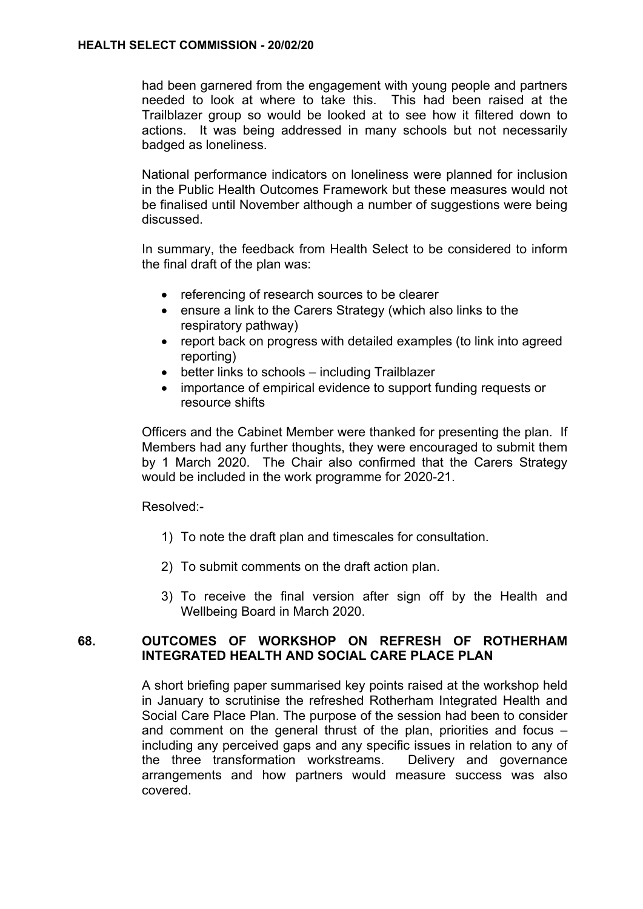had been garnered from the engagement with young people and partners needed to look at where to take this. This had been raised at the Trailblazer group so would be looked at to see how it filtered down to actions. It was being addressed in many schools but not necessarily badged as loneliness.

National performance indicators on loneliness were planned for inclusion in the Public Health Outcomes Framework but these measures would not be finalised until November although a number of suggestions were being discussed.

In summary, the feedback from Health Select to be considered to inform the final draft of the plan was:

- referencing of research sources to be clearer
- ensure a link to the Carers Strategy (which also links to the respiratory pathway)
- report back on progress with detailed examples (to link into agreed reporting)
- better links to schools – including Trailblazer
- importance of empirical evidence to support funding requests or resource shifts

Officers and the Cabinet Member were thanked for presenting the plan. If Members had any further thoughts, they were encouraged to submit them by 1 March 2020. The Chair also confirmed that the Carers Strategy would be included in the work programme for 2020-21.

Resolved:-

1) To note the draft plan and timescales for consultation.

2) To submit comments on the draft action plan.

3) To receive the final version after sign off by the Health and Wellbeing Board in March 2020.

## 68. OUTCOMES OF WORKSHOP ON REFRESH OF ROTHERHAM INTEGRATED HEALTH AND SOCIAL CARE PLACE PLAN

A short briefing paper summarised key points raised at the workshop held in January to scrutinise the refreshed Rotherham Integrated Health and Social Care Place Plan. The purpose of the session had been to consider and comment on the general thrust of the plan, priorities and focus – including any perceived gaps and any specific issues in relation to any of the three transformation workstreams. Delivery and governance arrangements and how partners would measure success was also covered.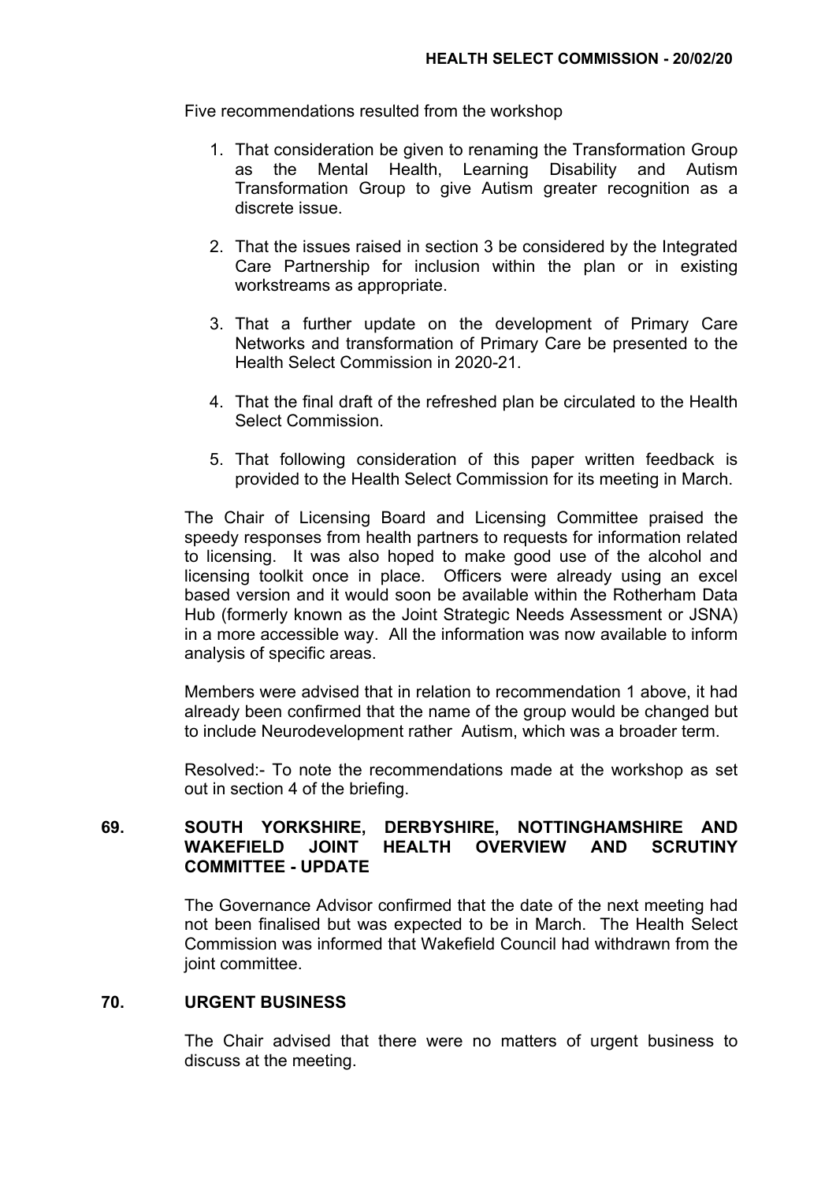Five recommendations resulted from the workshop

1. That consideration be given to renaming the Transformation Group as the Mental Health, Learning Disability and Autism Transformation Group to give Autism greater recognition as a discrete issue.

2. That the issues raised in section 3 be considered by the Integrated Care Partnership for inclusion within the plan or in existing workstreams as appropriate.

3. That a further update on the development of Primary Care Networks and transformation of Primary Care be presented to the Health Select Commission in 2020-21.

4. That the final draft of the refreshed plan be circulated to the Health Select Commission.

5. That following consideration of this paper written feedback is provided to the Health Select Commission for its meeting in March.

The Chair of Licensing Board and Licensing Committee praised the speedy responses from health partners to requests for information related to licensing. It was also hoped to make good use of the alcohol and licensing toolkit once in place. Officers were already using an excel based version and it would soon be available within the Rotherham Data Hub (formerly known as the Joint Strategic Needs Assessment or JSNA) in a more accessible way. All the information was now available to inform analysis of specific areas.

Members were advised that in relation to recommendation 1 above, it had already been confirmed that the name of the group would be changed but to include Neurodevelopment rather Autism, which was a broader term.

Resolved:- To note the recommendations made at the workshop as set out in section 4 of the briefing.

## 69. SOUTH YORKSHIRE, DERBYSHIRE, NOTTINGHAMSHIRE AND WAKEFIELD JOINT HEALTH OVERVIEW AND SCRUTINY COMMITTEE - UPDATE

The Governance Advisor confirmed that the date of the next meeting had not been finalised but was expected to be in March. The Health Select Commission was informed that Wakefield Council had withdrawn from the joint committee.

## 70. URGENT BUSINESS

The Chair advised that there were no matters of urgent business to discuss at the meeting.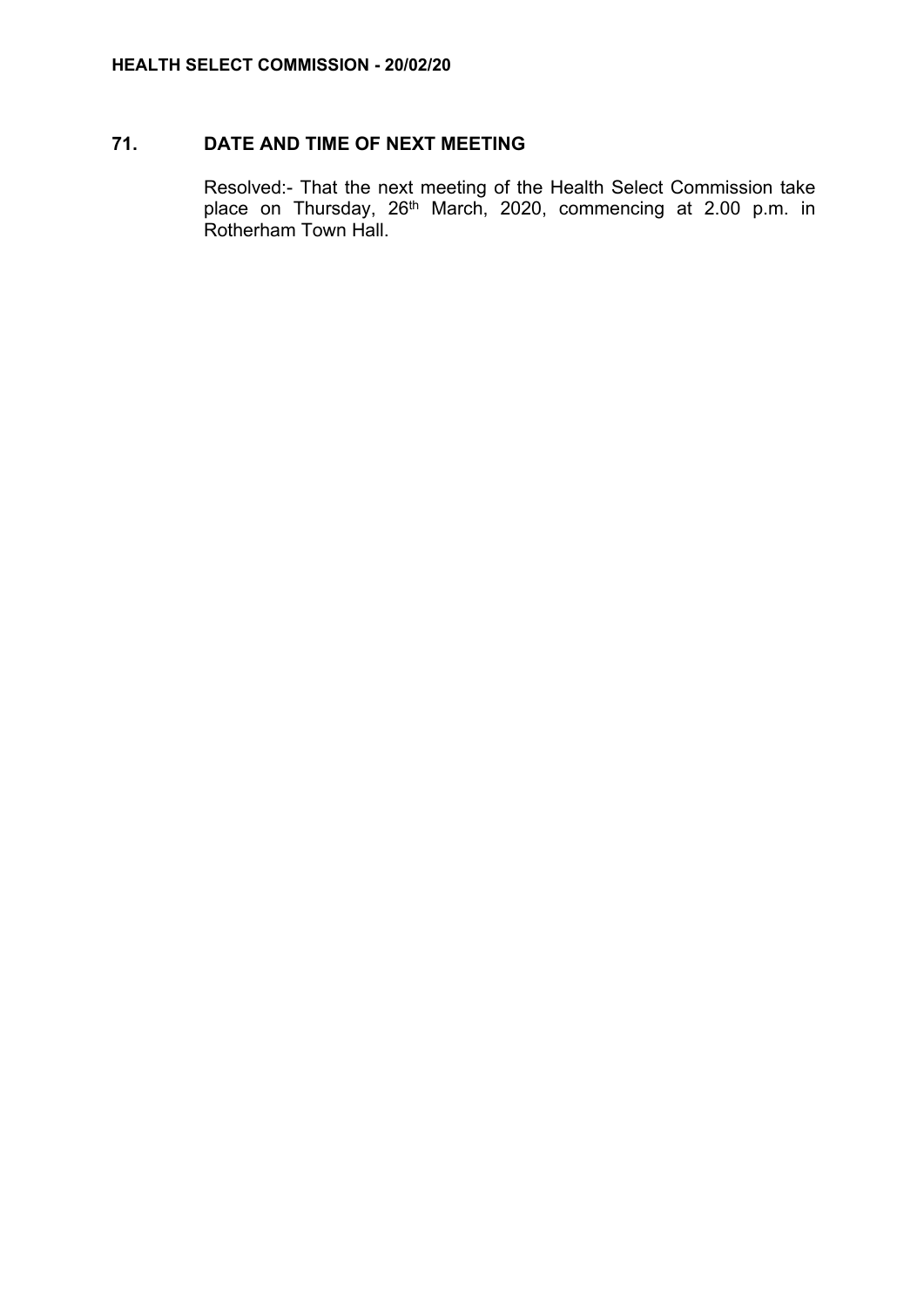## 71. DATE AND TIME OF NEXT MEETING

Resolved:- That the next meeting of the Health Select Commission take place on Thursday, 26th March, 2020, commencing at 2.00 p.m. in Rotherham Town Hall.